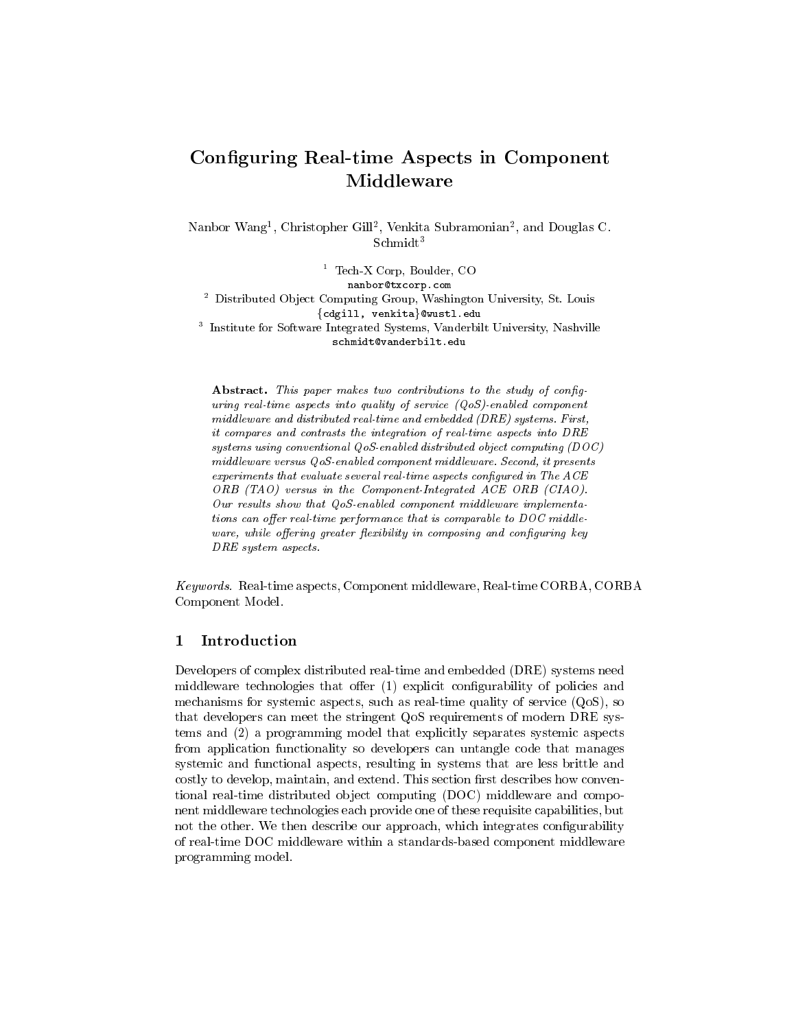# Configuring Real-time Aspects in Component Middleware

Nanbor Wang[1], Christopher Gill[2], Venkita Subramonian[2], and Douglas C. Schmidt[3]

[1] Tech-X Corp, Boulder, CO
`nanbor@txcorp.com`

[2] Distributed Object Computing Group, Washington University, St. Louis
`{cdgill, venkita}@wustl.edu`

[3] Institute for Software Integrated Systems, Vanderbilt University, Nashville
`schmidt@vanderbilt.edu`

**Abstract.** *This paper makes two contributions to the study of configuring real-time aspects into quality of service (QoS)-enabled component middleware and distributed real-time and embedded (DRE) systems. First, it compares and contrasts the integration of real-time aspects into DRE systems using conventional QoS-enabled distributed object computing (DOC) middleware versus QoS-enabled component middleware. Second, it presents experiments that evaluate several real-time aspects configured in The ACE ORB (TAO) versus in the Component-Integrated ACE ORB (CIAO). Our results show that QoS-enabled component middleware implementations can offer real-time performance that is comparable to DOC middleware, while offering greater flexibility in composing and configuring key DRE system aspects.*

*Keywords.* Real-time aspects, Component middleware, Real-time CORBA, CORBA Component Model.

## 1 Introduction

Developers of complex distributed real-time and embedded (DRE) systems need middleware technologies that offer (1) explicit configurability of policies and mechanisms for systemic aspects, such as real-time quality of service (QoS), so that developers can meet the stringent QoS requirements of modern DRE systems and (2) a programming model that explicitly separates systemic aspects from application functionality so developers can untangle code that manages systemic and functional aspects, resulting in systems that are less brittle and costly to develop, maintain, and extend. This section first describes how conventional real-time distributed object computing (DOC) middleware and component middleware technologies each provide one of these requisite capabilities, but not the other. We then describe our approach, which integrates configurability of real-time DOC middleware within a standards-based component middleware programming model.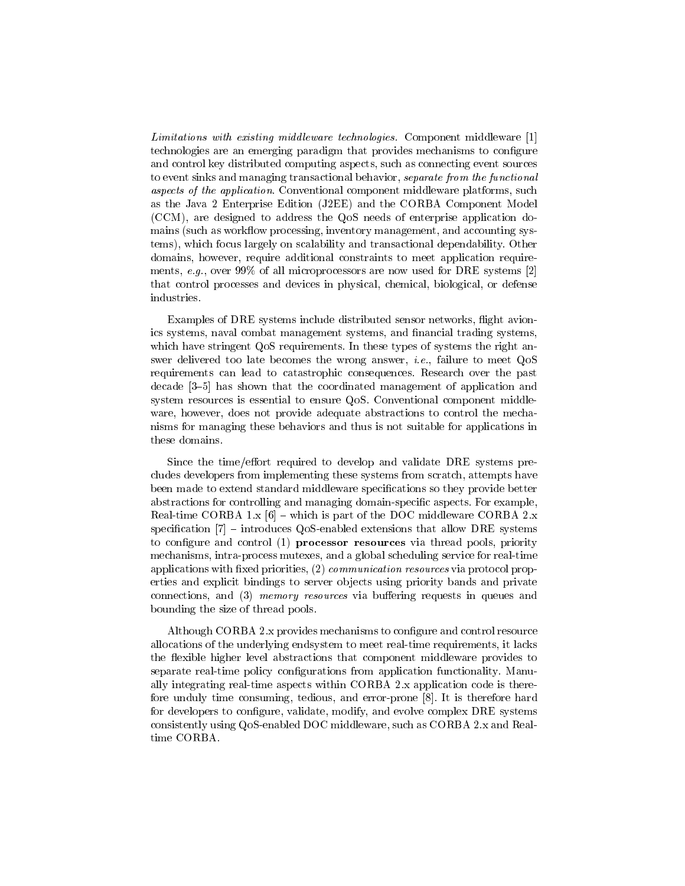*Limitations with existing middleware technologies.* Component middleware [1] technologies are an emerging paradigm that provides mechanisms to configure and control key distributed computing aspects, such as connecting event sources to event sinks and managing transactional behavior, *separate from the functional aspects of the application*. Conventional component middleware platforms, such as the Java 2 Enterprise Edition (J2EE) and the CORBA Component Model (CCM), are designed to address the QoS needs of enterprise application domains (such as workflow processing, inventory management, and accounting systems), which focus largely on scalability and transactional dependability. Other domains, however, require additional constraints to meet application requirements, *e.g.*, over 99% of all microprocessors are now used for DRE systems [2] that control processes and devices in physical, chemical, biological, or defense industries.

Examples of DRE systems include distributed sensor networks, flight avionics systems, naval combat management systems, and financial trading systems, which have stringent QoS requirements. In these types of systems the right answer delivered too late becomes the wrong answer, *i.e.*, failure to meet QoS requirements can lead to catastrophic consequences. Research over the past decade [3–5] has shown that the coordinated management of application and system resources is essential to ensure QoS. Conventional component middleware, however, does not provide adequate abstractions to control the mechanisms for managing these behaviors and thus is not suitable for applications in these domains.

Since the time/effort required to develop and validate DRE systems precludes developers from implementing these systems from scratch, attempts have been made to extend standard middleware specifications so they provide better abstractions for controlling and managing domain-specific aspects. For example, Real-time CORBA 1.x [6] – which is part of the DOC middleware CORBA 2.x specification [7] – introduces QoS-enabled extensions that allow DRE systems to configure and control (1) **processor resources** via thread pools, priority mechanisms, intra-process mutexes, and a global scheduling service for real-time applications with fixed priorities, (2) *communication resources* via protocol properties and explicit bindings to server objects using priority bands and private connections, and (3) *memory resources* via buffering requests in queues and bounding the size of thread pools.

Although CORBA 2.x provides mechanisms to configure and control resource allocations of the underlying endsystem to meet real-time requirements, it lacks the flexible higher level abstractions that component middleware provides to separate real-time policy configurations from application functionality. Manually integrating real-time aspects within CORBA 2.x application code is therefore unduly time consuming, tedious, and error-prone [8]. It is therefore hard for developers to configure, validate, modify, and evolve complex DRE systems consistently using QoS-enabled DOC middleware, such as CORBA 2.x and Real-time CORBA.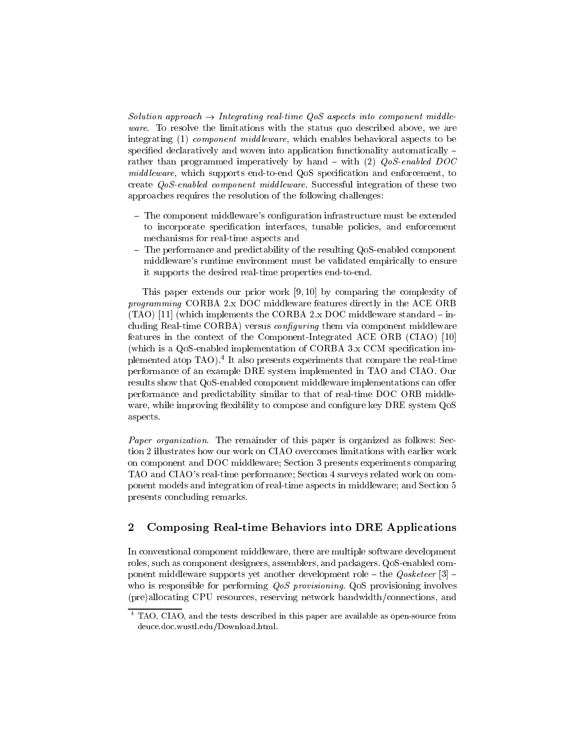*Solution approach → Integrating real-time QoS aspects into component middleware.* To resolve the limitations with the status quo described above, we are integrating (1) *component middleware*, which enables behavioral aspects to be specified declaratively and woven into application functionality automatically – rather than programmed imperatively by hand – with (2) *QoS-enabled DOC middleware*, which supports end-to-end QoS specification and enforcement, to create *QoS-enabled component middleware*. Successful integration of these two approaches requires the resolution of the following challenges:

- The component middleware's configuration infrastructure must be extended to incorporate specification interfaces, tunable policies, and enforcement mechanisms for real-time aspects and
- The performance and predictability of the resulting QoS-enabled component middleware's runtime environment must be validated empirically to ensure it supports the desired real-time properties end-to-end.

This paper extends our prior work [9, 10] by comparing the complexity of *programming* CORBA 2.x DOC middleware features directly in the ACE ORB (TAO) [11] (which implements the CORBA 2.x DOC middleware standard – including Real-time CORBA) versus *configuring* them via component middleware features in the context of the Component-Integrated ACE ORB (CIAO) [10] (which is a QoS-enabled implementation of CORBA 3.x CCM specification implemented atop TAO).[4] It also presents experiments that compare the real-time performance of an example DRE system implemented in TAO and CIAO. Our results show that QoS-enabled component middleware implementations can offer performance and predictability similar to that of real-time DOC ORB middleware, while improving flexibility to compose and configure key DRE system QoS aspects.

*Paper organization.* The remainder of this paper is organized as follows: Section 2 illustrates how our work on CIAO overcomes limitations with earlier work on component and DOC middleware; Section 3 presents experiments comparing TAO and CIAO's real-time performance; Section 4 surveys related work on component models and integration of real-time aspects in middleware; and Section 5 presents concluding remarks.

## 2 Composing Real-time Behaviors into DRE Applications

In conventional component middleware, there are multiple software development roles, such as component designers, assemblers, and packagers. QoS-enabled component middleware supports yet another development role – the *Qosketeer* [3] – who is responsible for performing *QoS provisioning*. QoS provisioning involves (pre)allocating CPU resources, reserving network bandwidth/connections, and

[4] TAO, CIAO, and the tests described in this paper are available as open-source from deuce.doc.wustl.edu/Download.html.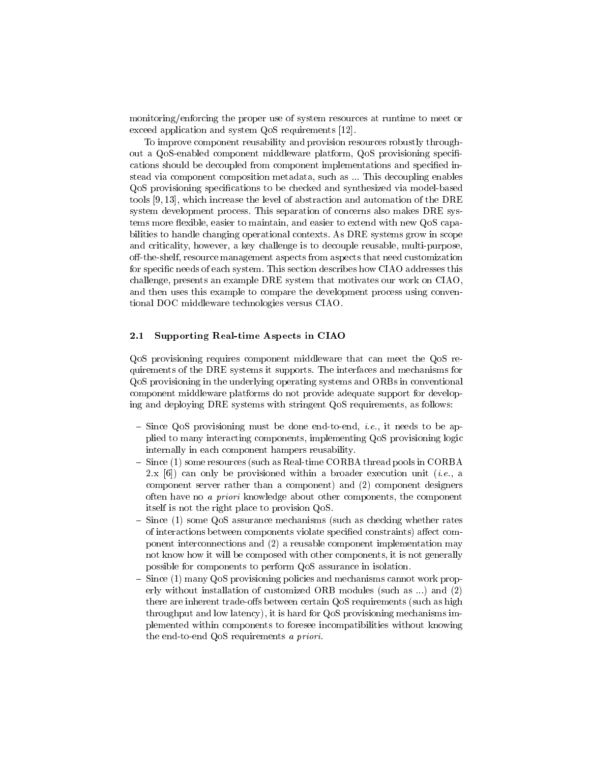monitoring/enforcing the proper use of system resources at runtime to meet or exceed application and system QoS requirements [12].

To improve component reusability and provision resources robustly throughout a QoS-enabled component middleware platform, QoS provisioning specifications should be decoupled from component implementations and specified instead via component composition metadata, such as ... This decoupling enables QoS provisioning specifications to be checked and synthesized via model-based tools [9, 13], which increase the level of abstraction and automation of the DRE system development process. This separation of concerns also makes DRE systems more flexible, easier to maintain, and easier to extend with new QoS capabilities to handle changing operational contexts. As DRE systems grow in scope and criticality, however, a key challenge is to decouple reusable, multi-purpose, off-the-shelf, resource management aspects from aspects that need customization for specific needs of each system. This section describes how CIAO addresses this challenge, presents an example DRE system that motivates our work on CIAO, and then uses this example to compare the development process using conventional DOC middleware technologies versus CIAO.

### 2.1 Supporting Real-time Aspects in CIAO

QoS provisioning requires component middleware that can meet the QoS requirements of the DRE systems it supports. The interfaces and mechanisms for QoS provisioning in the underlying operating systems and ORBs in conventional component middleware platforms do not provide adequate support for developing and deploying DRE systems with stringent QoS requirements, as follows:

- Since QoS provisioning must be done end-to-end, *i.e.*, it needs to be applied to many interacting components, implementing QoS provisioning logic internally in each component hampers reusability.
- Since (1) some resources (such as Real-time CORBA thread pools in CORBA 2.x [6]) can only be provisioned within a broader execution unit (*i.e.*, a component server rather than a component) and (2) component designers often have no *a priori* knowledge about other components, the component itself is not the right place to provision QoS.
- Since (1) some QoS assurance mechanisms (such as checking whether rates of interactions between components violate specified constraints) affect component interconnections and (2) a reusable component implementation may not know how it will be composed with other components, it is not generally possible for components to perform QoS assurance in isolation.
- Since (1) many QoS provisioning policies and mechanisms cannot work properly without installation of customized ORB modules (such as ...) and (2) there are inherent trade-offs between certain QoS requirements (such as high throughput and low latency), it is hard for QoS provisioning mechanisms implemented within components to foresee incompatibilities without knowing the end-to-end QoS requirements *a priori*.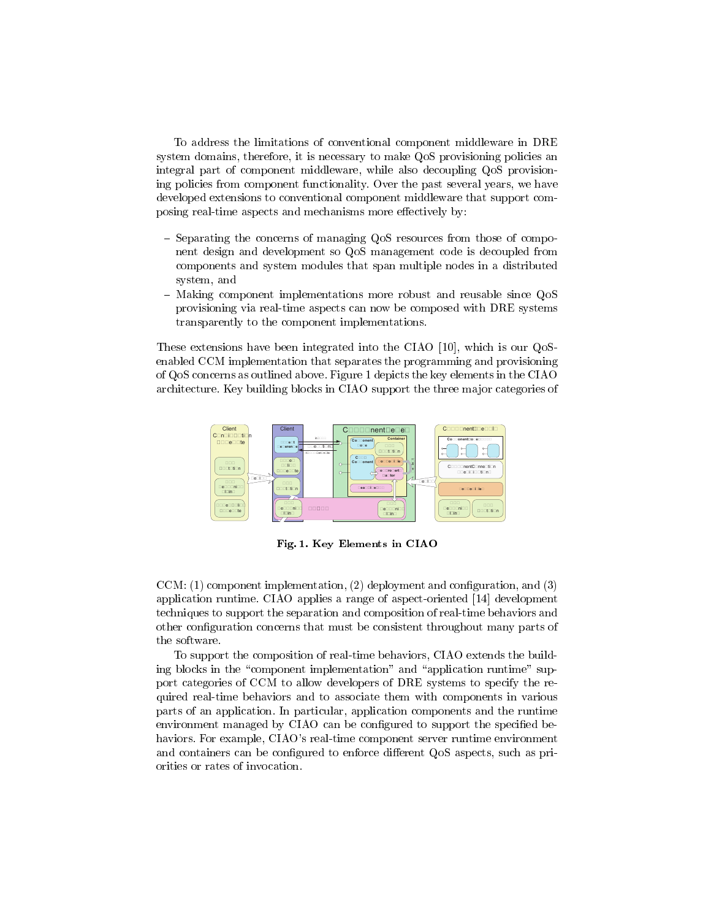To address the limitations of conventional component middleware in DRE system domains, therefore, it is necessary to make QoS provisioning policies an integral part of component middleware, while also decoupling QoS provisioning policies from component functionality. Over the past several years, we have developed extensions to conventional component middleware that support composing real-time aspects and mechanisms more effectively by:

- Separating the concerns of managing QoS resources from those of component design and development so QoS management code is decoupled from components and system modules that span multiple nodes in a distributed system, and
- Making component implementations more robust and reusable since QoS provisioning via real-time aspects can now be composed with DRE systems transparently to the component implementations.

These extensions have been integrated into the CIAO [10], which is our QoS-enabled CCM implementation that separates the programming and provisioning of QoS concerns as outlined above. Figure 1 depicts the key elements in the CIAO architecture. Key building blocks in CIAO support the three major categories of

**Fig. 1. Key Elements in CIAO**

CCM: (1) component implementation, (2) deployment and configuration, and (3) application runtime. CIAO applies a range of aspect-oriented [14] development techniques to support the separation and composition of real-time behaviors and other configuration concerns that must be consistent throughout many parts of the software.

To support the composition of real-time behaviors, CIAO extends the building blocks in the "component implementation" and "application runtime" support categories of CCM to allow developers of DRE systems to specify the required real-time behaviors and to associate them with components in various parts of an application. In particular, application components and the runtime environment managed by CIAO can be configured to support the specified behaviors. For example, CIAO's real-time component server runtime environment and containers can be configured to enforce different QoS aspects, such as priorities or rates of invocation.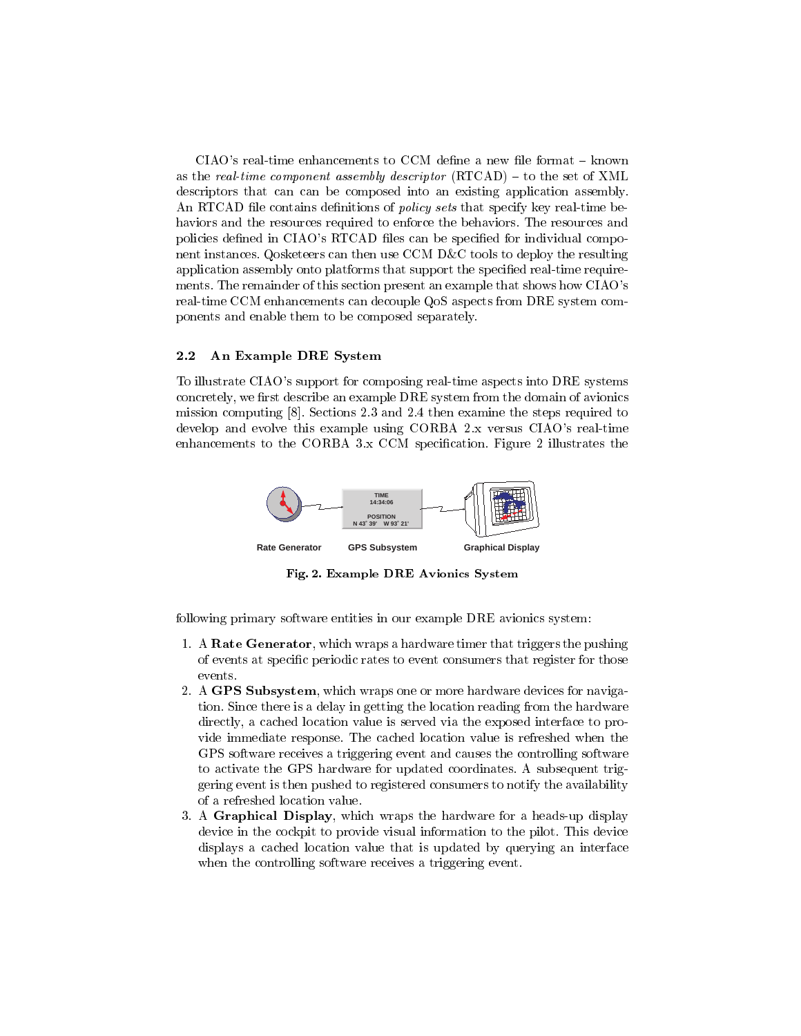CIAO's real-time enhancements to CCM define a new file format – known as the *real-time component assembly descriptor* (RTCAD) – to the set of XML descriptors that can can be composed into an existing application assembly. An RTCAD file contains definitions of *policy sets* that specify key real-time behaviors and the resources required to enforce the behaviors. The resources and policies defined in CIAO's RTCAD files can be specified for individual component instances. Qosketeers can then use CCM D&C tools to deploy the resulting application assembly onto platforms that support the specified real-time requirements. The remainder of this section present an example that shows how CIAO's real-time CCM enhancements can decouple QoS aspects from DRE system components and enable them to be composed separately.

### 2.2 An Example DRE System

To illustrate CIAO's support for composing real-time aspects into DRE systems concretely, we first describe an example DRE system from the domain of avionics mission computing [8]. Sections 2.3 and 2.4 then examine the steps required to develop and evolve this example using CORBA 2.x versus CIAO's real-time enhancements to the CORBA 3.x CCM specification. Figure 2 illustrates the

TIME
14:34:06

POSITION
N 43˚ 39' W 93˚ 21'

Rate Generator

GPS Subsystem

Graphical Display

**Fig. 2. Example DRE Avionics System**

following primary software entities in our example DRE avionics system:

1. A **Rate Generator**, which wraps a hardware timer that triggers the pushing of events at specific periodic rates to event consumers that register for those events.
2. A **GPS Subsystem**, which wraps one or more hardware devices for navigation. Since there is a delay in getting the location reading from the hardware directly, a cached location value is served via the exposed interface to provide immediate response. The cached location value is refreshed when the GPS software receives a triggering event and causes the controlling software to activate the GPS hardware for updated coordinates. A subsequent triggering event is then pushed to registered consumers to notify the availability of a refreshed location value.
3. A **Graphical Display**, which wraps the hardware for a heads-up display device in the cockpit to provide visual information to the pilot. This device displays a cached location value that is updated by querying an interface when the controlling software receives a triggering event.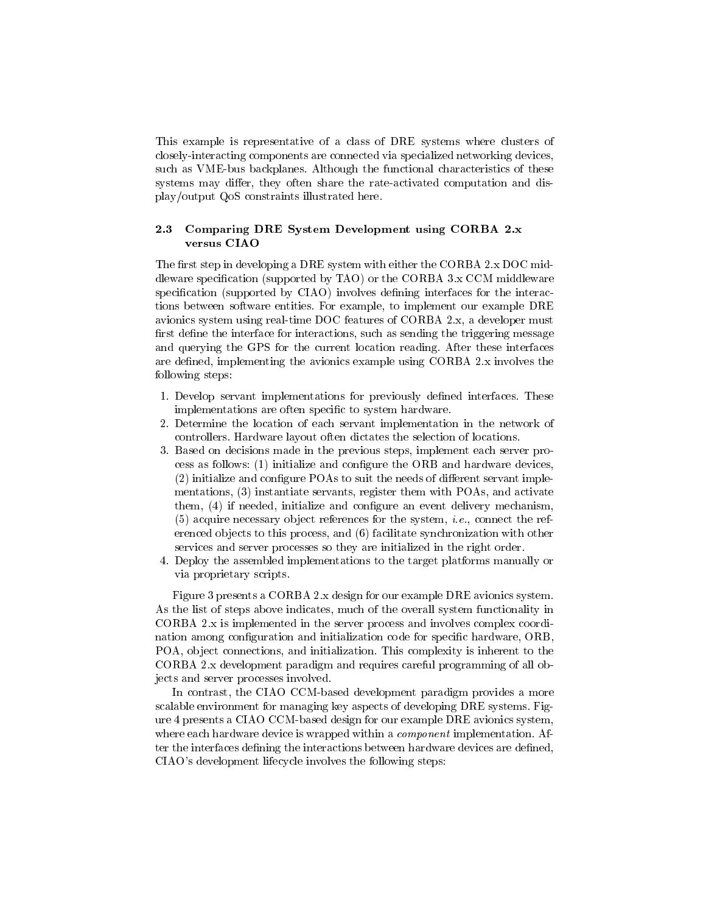This example is representative of a class of DRE systems where clusters of closely-interacting components are connected via specialized networking devices, such as VME-bus backplanes. Although the functional characteristics of these systems may differ, they often share the rate-activated computation and display/output QoS constraints illustrated here.

### 2.3 Comparing DRE System Development using CORBA 2.x versus CIAO

The first step in developing a DRE system with either the CORBA 2.x DOC middleware specification (supported by TAO) or the CORBA 3.x CCM middleware specification (supported by CIAO) involves defining interfaces for the interactions between software entities. For example, to implement our example DRE avionics system using real-time DOC features of CORBA 2.x, a developer must first define the interface for interactions, such as sending the triggering message and querying the GPS for the current location reading. After these interfaces are defined, implementing the avionics example using CORBA 2.x involves the following steps:

1. Develop servant implementations for previously defined interfaces. These implementations are often specific to system hardware.
2. Determine the location of each servant implementation in the network of controllers. Hardware layout often dictates the selection of locations.
3. Based on decisions made in the previous steps, implement each server process as follows: (1) initialize and configure the ORB and hardware devices, (2) initialize and configure POAs to suit the needs of different servant implementations, (3) instantiate servants, register them with POAs, and activate them, (4) if needed, initialize and configure an event delivery mechanism, (5) acquire necessary object references for the system, *i.e.*, connect the referenced objects to this process, and (6) facilitate synchronization with other services and server processes so they are initialized in the right order.
4. Deploy the assembled implementations to the target platforms manually or via proprietary scripts.

Figure 3 presents a CORBA 2.x design for our example DRE avionics system. As the list of steps above indicates, much of the overall system functionality in CORBA 2.x is implemented in the server process and involves complex coordination among configuration and initialization code for specific hardware, ORB, POA, object connections, and initialization. This complexity is inherent to the CORBA 2.x development paradigm and requires careful programming of all objects and server processes involved.

In contrast, the CIAO CCM-based development paradigm provides a more scalable environment for managing key aspects of developing DRE systems. Figure 4 presents a CIAO CCM-based design for our example DRE avionics system, where each hardware device is wrapped within a *component* implementation. After the interfaces defining the interactions between hardware devices are defined, CIAO's development lifecycle involves the following steps: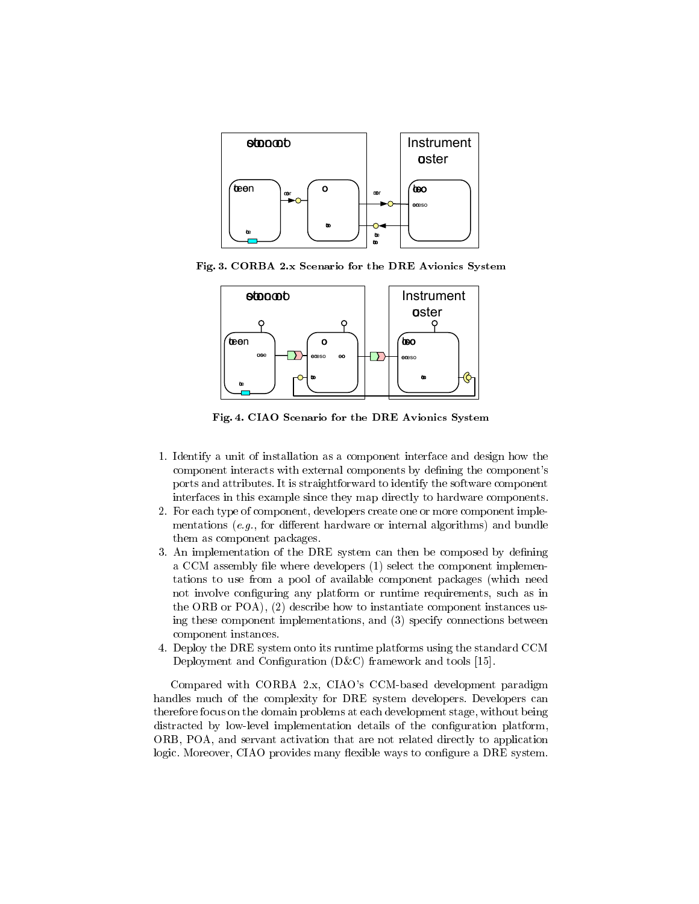Fig. 3. CORBA 2.x Scenario for the DRE Avionics System

Fig. 4. CIAO Scenario for the DRE Avionics System

1. Identify a unit of installation as a component interface and design how the component interacts with external components by defining the component's ports and attributes. It is straightforward to identify the software component interfaces in this example since they map directly to hardware components.
2. For each type of component, developers create one or more component implementations (*e.g.*, for different hardware or internal algorithms) and bundle them as component packages.
3. An implementation of the DRE system can then be composed by defining a CCM assembly file where developers (1) select the component implementations to use from a pool of available component packages (which need not involve configuring any platform or runtime requirements, such as in the ORB or POA), (2) describe how to instantiate component instances using these component implementations, and (3) specify connections between component instances.
4. Deploy the DRE system onto its runtime platforms using the standard CCM Deployment and Configuration (D&C) framework and tools [15].

Compared with CORBA 2.x, CIAO's CCM-based development paradigm handles much of the complexity for DRE system developers. Developers can therefore focus on the domain problems at each development stage, without being distracted by low-level implementation details of the configuration platform, ORB, POA, and servant activation that are not related directly to application logic. Moreover, CIAO provides many flexible ways to configure a DRE system.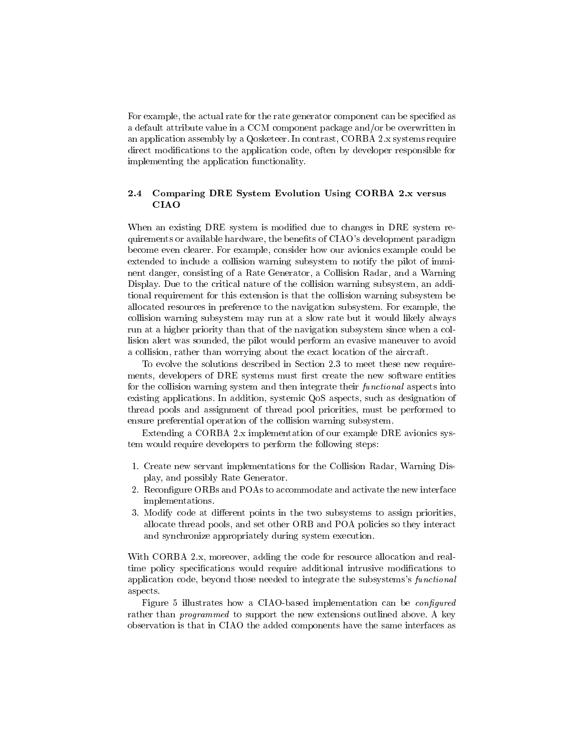For example, the actual rate for the rate generator component can be specified as a default attribute value in a CCM component package and/or be overwritten in an application assembly by a Qosketeer. In contrast, CORBA 2.x systems require direct modifications to the application code, often by developer responsible for implementing the application functionality.

### 2.4 Comparing DRE System Evolution Using CORBA 2.x versus CIAO

When an existing DRE system is modified due to changes in DRE system requirements or available hardware, the benefits of CIAO's development paradigm become even clearer. For example, consider how our avionics example could be extended to include a collision warning subsystem to notify the pilot of imminent danger, consisting of a Rate Generator, a Collision Radar, and a Warning Display. Due to the critical nature of the collision warning subsystem, an additional requirement for this extension is that the collision warning subsystem be allocated resources in preference to the navigation subsystem. For example, the collision warning subsystem may run at a slow rate but it would likely always run at a higher priority than that of the navigation subsystem since when a collision alert was sounded, the pilot would perform an evasive maneuver to avoid a collision, rather than worrying about the exact location of the aircraft.

To evolve the solutions described in Section 2.3 to meet these new requirements, developers of DRE systems must first create the new software entities for the collision warning system and then integrate their *functional* aspects into existing applications. In addition, systemic QoS aspects, such as designation of thread pools and assignment of thread pool priorities, must be performed to ensure preferential operation of the collision warning subsystem.

Extending a CORBA 2.x implementation of our example DRE avionics system would require developers to perform the following steps:

1. Create new servant implementations for the Collision Radar, Warning Display, and possibly Rate Generator.
2. Reconfigure ORBs and POAs to accommodate and activate the new interface implementations.
3. Modify code at different points in the two subsystems to assign priorities, allocate thread pools, and set other ORB and POA policies so they interact and synchronize appropriately during system execution.

With CORBA 2.x, moreover, adding the code for resource allocation and real-time policy specifications would require additional intrusive modifications to application code, beyond those needed to integrate the subsystems's *functional* aspects.

Figure 5 illustrates how a CIAO-based implementation can be *configured* rather than *programmed* to support the new extensions outlined above. A key observation is that in CIAO the added components have the same interfaces as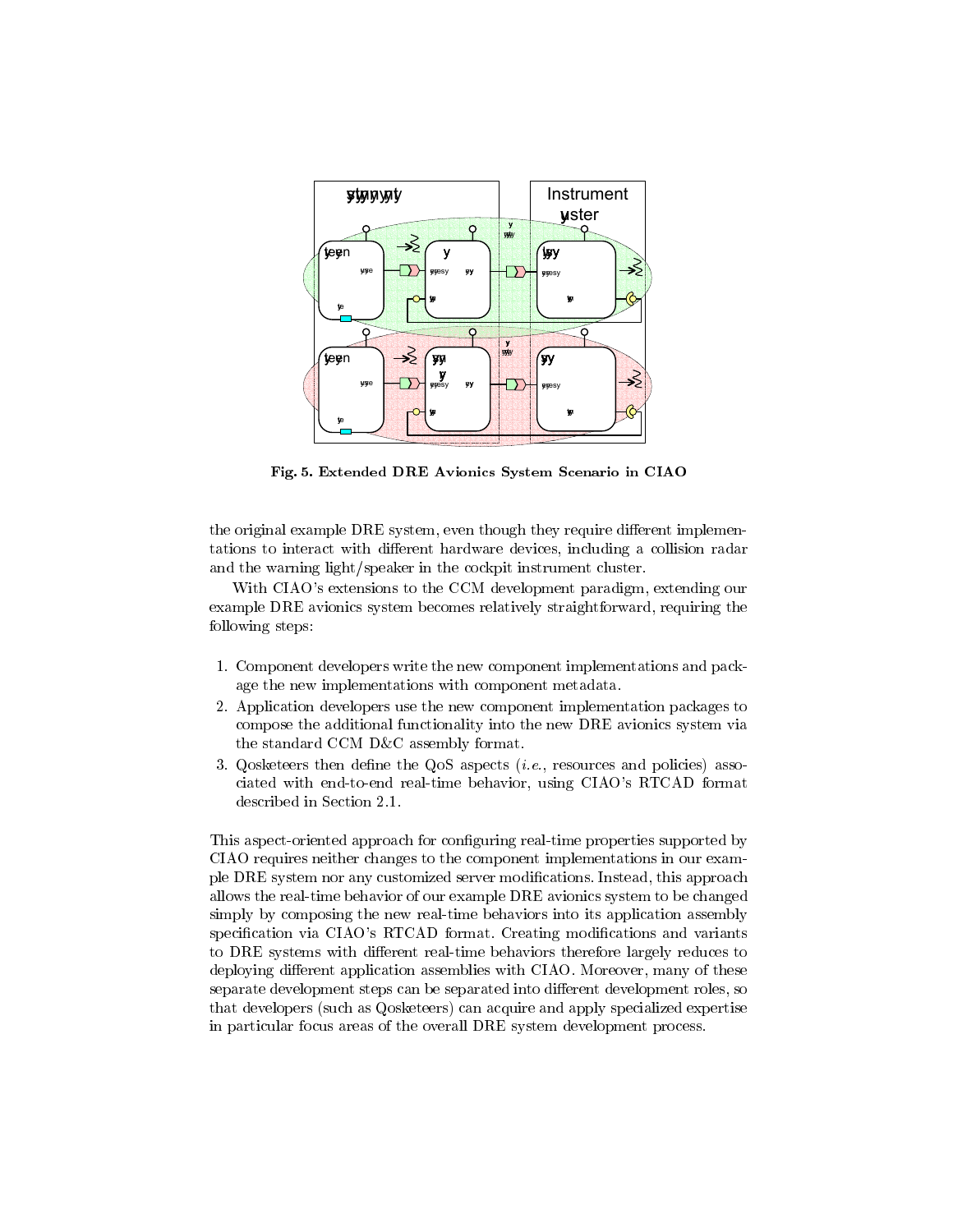Fig. 5. Extended DRE Avionics System Scenario in CIAO

the original example DRE system, even though they require different implementations to interact with different hardware devices, including a collision radar and the warning light/speaker in the cockpit instrument cluster.

With CIAO's extensions to the CCM development paradigm, extending our example DRE avionics system becomes relatively straightforward, requiring the following steps:

1. Component developers write the new component implementations and package the new implementations with component metadata.
2. Application developers use the new component implementation packages to compose the additional functionality into the new DRE avionics system via the standard CCM D&C assembly format.
3. Qosketeers then define the QoS aspects (*i.e.*, resources and policies) associated with end-to-end real-time behavior, using CIAO's RTCAD format described in Section 2.1.

This aspect-oriented approach for configuring real-time properties supported by CIAO requires neither changes to the component implementations in our example DRE system nor any customized server modifications. Instead, this approach allows the real-time behavior of our example DRE avionics system to be changed simply by composing the new real-time behaviors into its application assembly specification via CIAO's RTCAD format. Creating modifications and variants to DRE systems with different real-time behaviors therefore largely reduces to deploying different application assemblies with CIAO. Moreover, many of these separate development steps can be separated into different development roles, so that developers (such as Qosketeers) can acquire and apply specialized expertise in particular focus areas of the overall DRE system development process.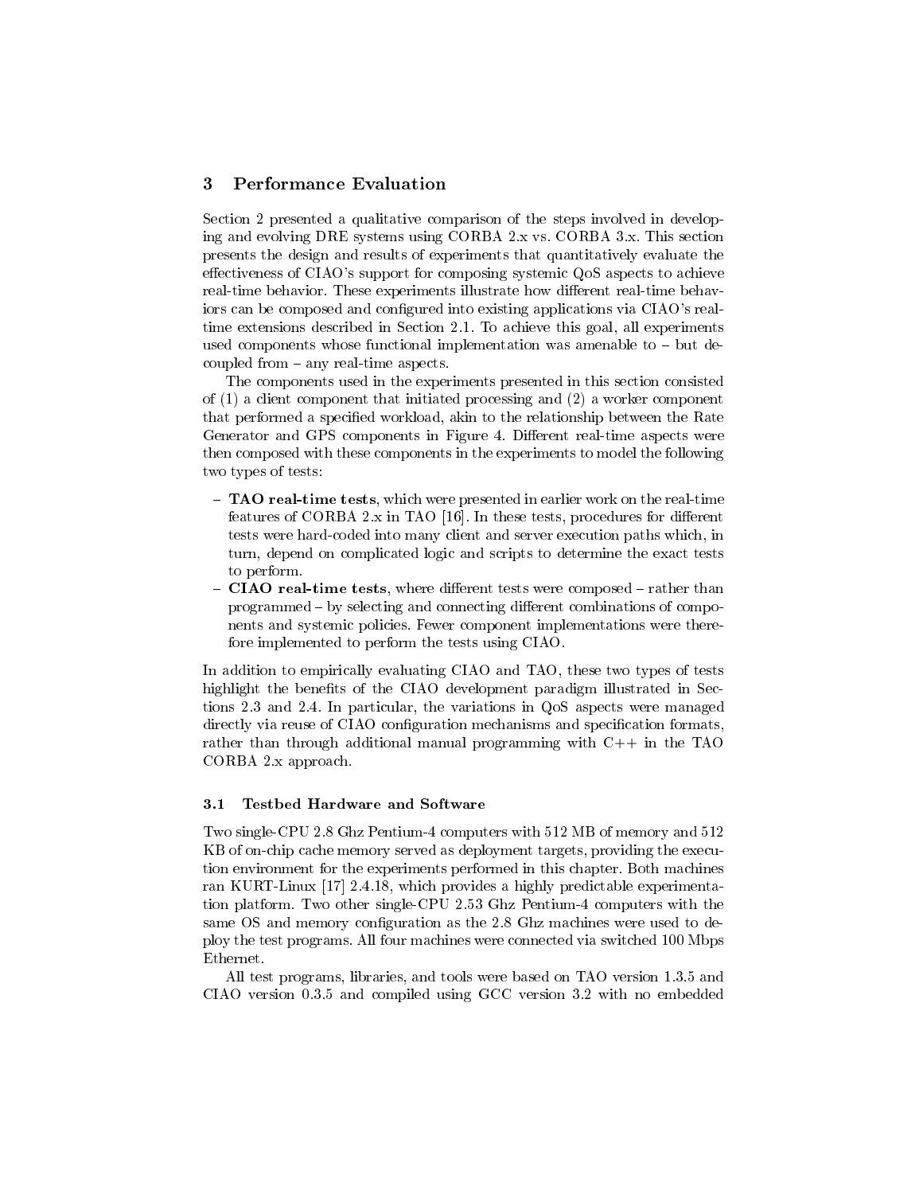## 3 Performance Evaluation

Section 2 presented a qualitative comparison of the steps involved in developing and evolving DRE systems using CORBA 2.x vs. CORBA 3.x. This section presents the design and results of experiments that quantitatively evaluate the effectiveness of CIAO's support for composing systemic QoS aspects to achieve real-time behavior. These experiments illustrate how different real-time behaviors can be composed and configured into existing applications via CIAO's real-time extensions described in Section 2.1. To achieve this goal, all experiments used components whose functional implementation was amenable to – but decoupled from – any real-time aspects.

The components used in the experiments presented in this section consisted of (1) a client component that initiated processing and (2) a worker component that performed a specified workload, akin to the relationship between the Rate Generator and GPS components in Figure 4. Different real-time aspects were then composed with these components in the experiments to model the following two types of tests:

- **TAO real-time tests**, which were presented in earlier work on the real-time features of CORBA 2.x in TAO [16]. In these tests, procedures for different tests were hard-coded into many client and server execution paths which, in turn, depend on complicated logic and scripts to determine the exact tests to perform.
- **CIAO real-time tests**, where different tests were composed – rather than programmed – by selecting and connecting different combinations of components and systemic policies. Fewer component implementations were therefore implemented to perform the tests using CIAO.

In addition to empirically evaluating CIAO and TAO, these two types of tests highlight the benefits of the CIAO development paradigm illustrated in Sections 2.3 and 2.4. In particular, the variations in QoS aspects were managed directly via reuse of CIAO configuration mechanisms and specification formats, rather than through additional manual programming with C++ in the TAO CORBA 2.x approach.

### 3.1 Testbed Hardware and Software

Two single-CPU 2.8 Ghz Pentium-4 computers with 512 MB of memory and 512 KB of on-chip cache memory served as deployment targets, providing the execution environment for the experiments performed in this chapter. Both machines ran KURT-Linux [17] 2.4.18, which provides a highly predictable experimentation platform. Two other single-CPU 2.53 Ghz Pentium-4 computers with the same OS and memory configuration as the 2.8 Ghz machines were used to deploy the test programs. All four machines were connected via switched 100 Mbps Ethernet.

All test programs, libraries, and tools were based on TAO version 1.3.5 and CIAO version 0.3.5 and compiled using GCC version 3.2 with no embedded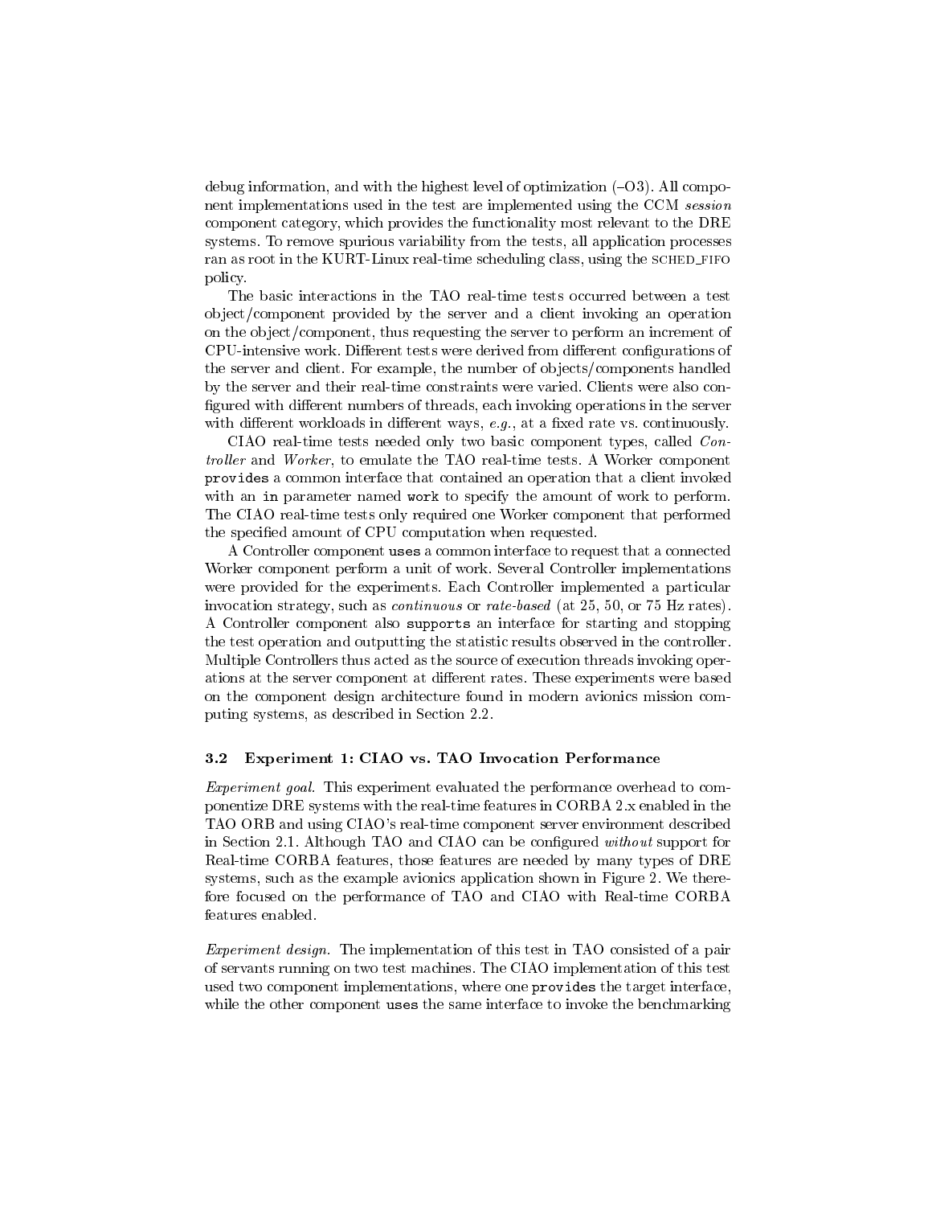debug information, and with the highest level of optimization (–O3). All component implementations used in the test are implemented using the CCM *session* component category, which provides the functionality most relevant to the DRE systems. To remove spurious variability from the tests, all application processes ran as root in the KURT-Linux real-time scheduling class, using the SCHED_FIFO policy.

The basic interactions in the TAO real-time tests occurred between a test object/component provided by the server and a client invoking an operation on the object/component, thus requesting the server to perform an increment of CPU-intensive work. Different tests were derived from different configurations of the server and client. For example, the number of objects/components handled by the server and their real-time constraints were varied. Clients were also configured with different numbers of threads, each invoking operations in the server with different workloads in different ways, *e.g.*, at a fixed rate vs. continuously.

CIAO real-time tests needed only two basic component types, called *Controller* and *Worker*, to emulate the TAO real-time tests. A Worker component `provides` a common interface that contained an operation that a client invoked with an `in` parameter named `work` to specify the amount of work to perform. The CIAO real-time tests only required one Worker component that performed the specified amount of CPU computation when requested.

A Controller component `uses` a common interface to request that a connected Worker component perform a unit of work. Several Controller implementations were provided for the experiments. Each Controller implemented a particular invocation strategy, such as *continuous* or *rate-based* (at 25, 50, or 75 Hz rates). A Controller component also `supports` an interface for starting and stopping the test operation and outputting the statistic results observed in the controller. Multiple Controllers thus acted as the source of execution threads invoking operations at the server component at different rates. These experiments were based on the component design architecture found in modern avionics mission computing systems, as described in Section 2.2.

### 3.2 Experiment 1: CIAO vs. TAO Invocation Performance

*Experiment goal.* This experiment evaluated the performance overhead to componentize DRE systems with the real-time features in CORBA 2.x enabled in the TAO ORB and using CIAO's real-time component server environment described in Section 2.1. Although TAO and CIAO can be configured *without* support for Real-time CORBA features, those features are needed by many types of DRE systems, such as the example avionics application shown in Figure 2. We therefore focused on the performance of TAO and CIAO with Real-time CORBA features enabled.

*Experiment design.* The implementation of this test in TAO consisted of a pair of servants running on two test machines. The CIAO implementation of this test used two component implementations, where one `provides` the target interface, while the other component `uses` the same interface to invoke the benchmarking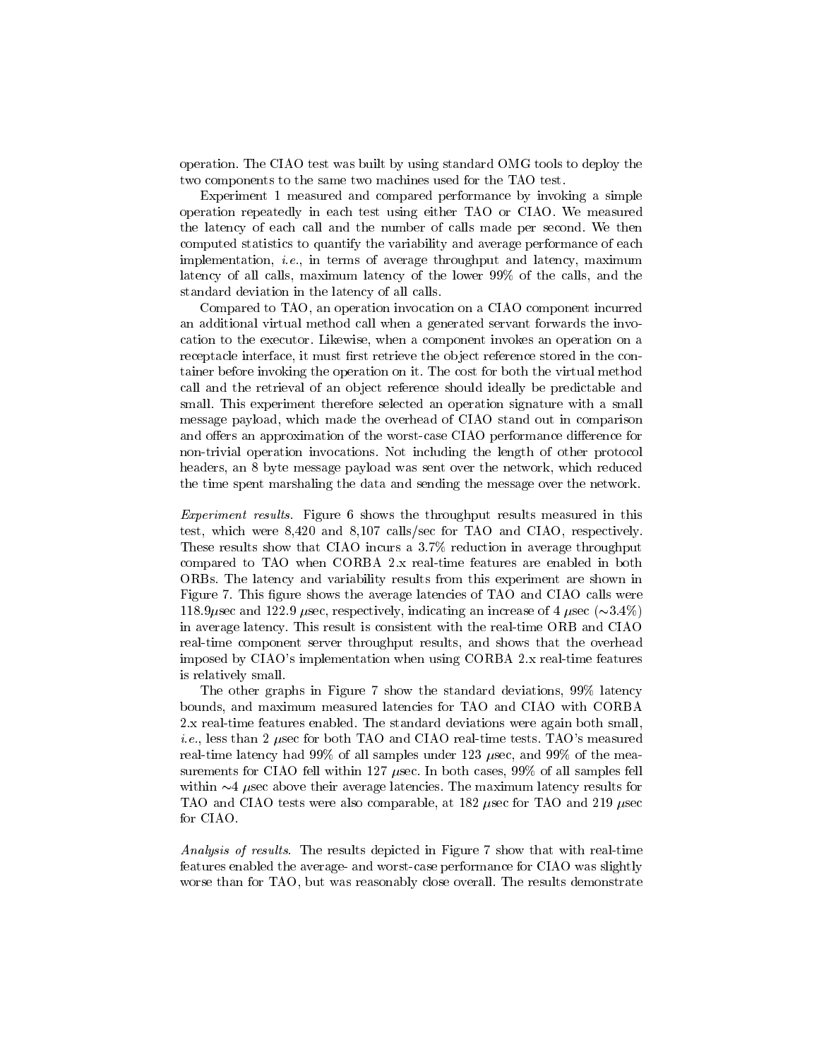operation. The CIAO test was built by using standard OMG tools to deploy the two components to the same two machines used for the TAO test.

Experiment 1 measured and compared performance by invoking a simple operation repeatedly in each test using either TAO or CIAO. We measured the latency of each call and the number of calls made per second. We then computed statistics to quantify the variability and average performance of each implementation, *i.e.*, in terms of average throughput and latency, maximum latency of all calls, maximum latency of the lower 99% of the calls, and the standard deviation in the latency of all calls.

Compared to TAO, an operation invocation on a CIAO component incurred an additional virtual method call when a generated servant forwards the invocation to the executor. Likewise, when a component invokes an operation on a receptacle interface, it must first retrieve the object reference stored in the container before invoking the operation on it. The cost for both the virtual method call and the retrieval of an object reference should ideally be predictable and small. This experiment therefore selected an operation signature with a small message payload, which made the overhead of CIAO stand out in comparison and offers an approximation of the worst-case CIAO performance difference for non-trivial operation invocations. Not including the length of other protocol headers, an 8 byte message payload was sent over the network, which reduced the time spent marshaling the data and sending the message over the network.

*Experiment results.* Figure 6 shows the throughput results measured in this test, which were 8,420 and 8,107 calls/sec for TAO and CIAO, respectively. These results show that CIAO incurs a 3.7% reduction in average throughput compared to TAO when CORBA 2.x real-time features are enabled in both ORBs. The latency and variability results from this experiment are shown in Figure 7. This figure shows the average latencies of TAO and CIAO calls were 118.9$\mu$sec and 122.9 $\mu$sec, respectively, indicating an increase of 4 $\mu$sec ($\sim$3.4%) in average latency. This result is consistent with the real-time ORB and CIAO real-time component server throughput results, and shows that the overhead imposed by CIAO's implementation when using CORBA 2.x real-time features is relatively small.

The other graphs in Figure 7 show the standard deviations, 99% latency bounds, and maximum measured latencies for TAO and CIAO with CORBA 2.x real-time features enabled. The standard deviations were again both small, *i.e.*, less than 2 $\mu$sec for both TAO and CIAO real-time tests. TAO's measured real-time latency had 99% of all samples under 123 $\mu$sec, and 99% of the measurements for CIAO fell within 127 $\mu$sec. In both cases, 99% of all samples fell within $\sim$4 $\mu$sec above their average latencies. The maximum latency results for TAO and CIAO tests were also comparable, at 182 $\mu$sec for TAO and 219 $\mu$sec for CIAO.

*Analysis of results.* The results depicted in Figure 7 show that with real-time features enabled the average- and worst-case performance for CIAO was slightly worse than for TAO, but was reasonably close overall. The results demonstrate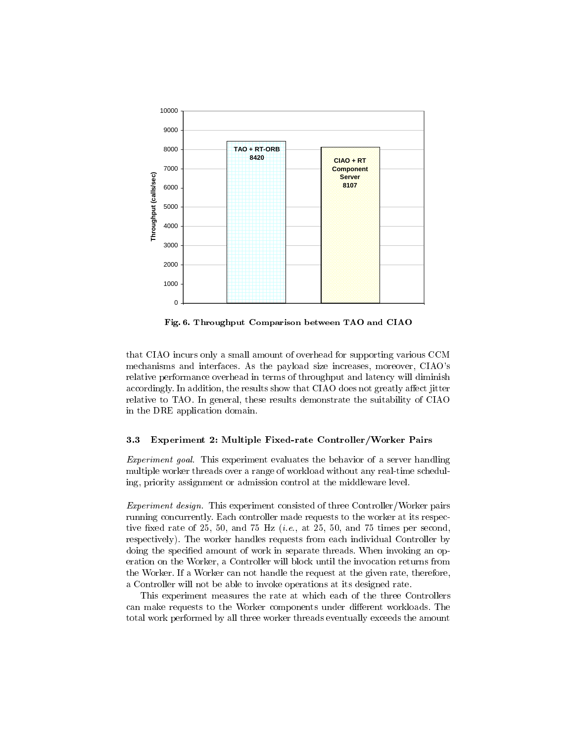10000

9000

8000

7000

6000

5000

4000

3000

2000

1000

0

Throughput (calls/sec)

TAO + RT-ORB
8420

CIAO + RT
Component
Server
8107

**Fig. 6. Throughput Comparison between TAO and CIAO**

that CIAO incurs only a small amount of overhead for supporting various CCM mechanisms and interfaces. As the payload size increases, moreover, CIAO's relative performance overhead in terms of throughput and latency will diminish accordingly. In addition, the results show that CIAO does not greatly affect jitter relative to TAO. In general, these results demonstrate the suitability of CIAO in the DRE application domain.

### 3.3 Experiment 2: Multiple Fixed-rate Controller/Worker Pairs

*Experiment goal.* This experiment evaluates the behavior of a server handling multiple worker threads over a range of workload without any real-time scheduling, priority assignment or admission control at the middleware level.

*Experiment design.* This experiment consisted of three Controller/Worker pairs running concurrently. Each controller made requests to the worker at its respective fixed rate of 25, 50, and 75 Hz (*i.e.*, at 25, 50, and 75 times per second, respectively). The worker handles requests from each individual Controller by doing the specified amount of work in separate threads. When invoking an operation on the Worker, a Controller will block until the invocation returns from the Worker. If a Worker can not handle the request at the given rate, therefore, a Controller will not be able to invoke operations at its designed rate.

This experiment measures the rate at which each of the three Controllers can make requests to the Worker components under different workloads. The total work performed by all three worker threads eventually exceeds the amount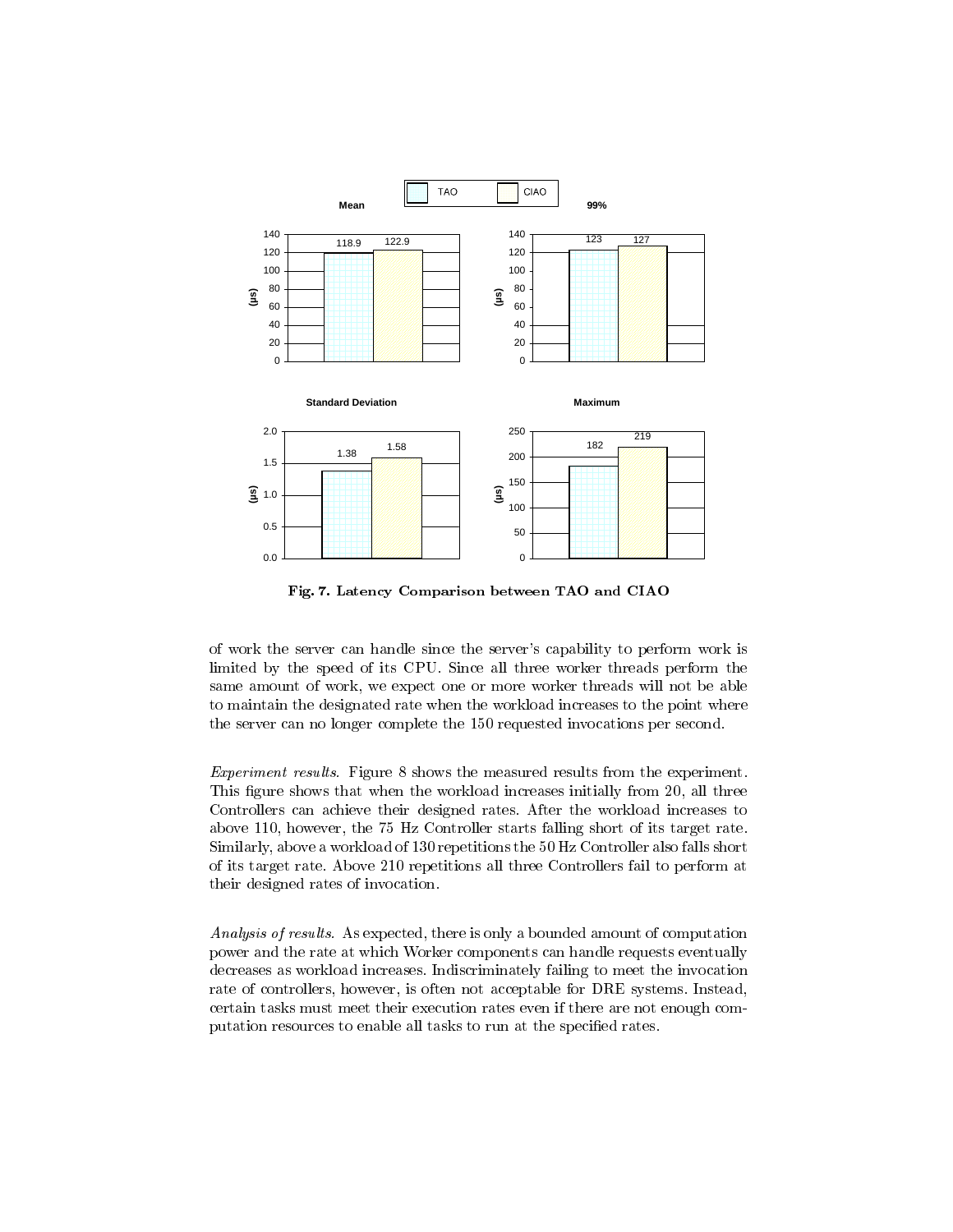TAO CIAO

Mean

140
120
100
80
60
40
20
0

(µs)

118.9 122.9

99%

140
120
100
80
60
40
20
0

(µs)

123 127

Standard Deviation

2.0
1.5
1.0
0.5
0.0

(µs)

1.38 1.58

Maximum

250
200
150
100
50
0

(µs)

182 219

**Fig. 7. Latency Comparison between TAO and CIAO**

of work the server can handle since the server's capability to perform work is limited by the speed of its CPU. Since all three worker threads perform the same amount of work, we expect one or more worker threads will not be able to maintain the designated rate when the workload increases to the point where the server can no longer complete the 150 requested invocations per second.

*Experiment results.* Figure 8 shows the measured results from the experiment. This figure shows that when the workload increases initially from 20, all three Controllers can achieve their designed rates. After the workload increases to above 110, however, the 75 Hz Controller starts falling short of its target rate. Similarly, above a workload of 130 repetitions the 50 Hz Controller also falls short of its target rate. Above 210 repetitions all three Controllers fail to perform at their designed rates of invocation.

*Analysis of results.* As expected, there is only a bounded amount of computation power and the rate at which Worker components can handle requests eventually decreases as workload increases. Indiscriminately failing to meet the invocation rate of controllers, however, is often not acceptable for DRE systems. Instead, certain tasks must meet their execution rates even if there are not enough computation resources to enable all tasks to run at the specified rates.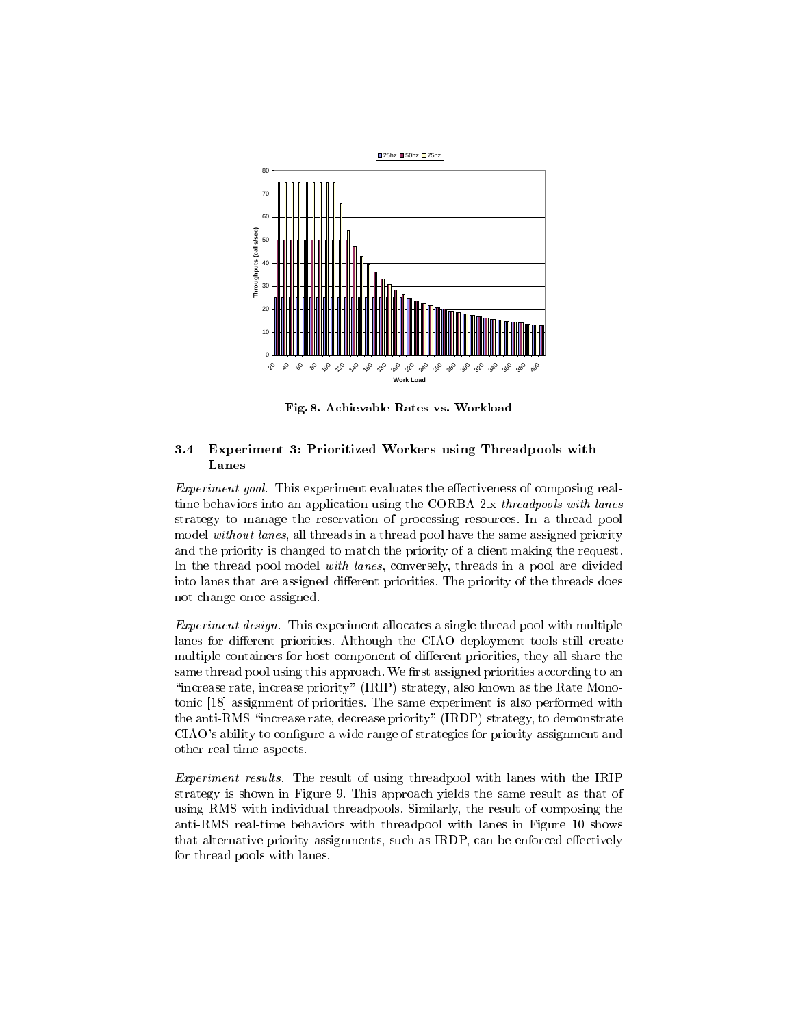25hz 50hz 75hz

80
70
60
50
40
30
20
10
0

Throughputs (calls/sec)

20 40 60 80 100 120 140 160 180 200 220 240 260 280 300 320 340 360 380 400

Work Load

**Fig. 8. Achievable Rates vs. Workload**

### 3.4 Experiment 3: Prioritized Workers using Threadpools with Lanes

*Experiment goal.* This experiment evaluates the effectiveness of composing real-time behaviors into an application using the CORBA 2.x *threadpools with lanes* strategy to manage the reservation of processing resources. In a thread pool model *without lanes*, all threads in a thread pool have the same assigned priority and the priority is changed to match the priority of a client making the request. In the thread pool model *with lanes*, conversely, threads in a pool are divided into lanes that are assigned different priorities. The priority of the threads does not change once assigned.

*Experiment design.* This experiment allocates a single thread pool with multiple lanes for different priorities. Although the CIAO deployment tools still create multiple containers for host component of different priorities, they all share the same thread pool using this approach. We first assigned priorities according to an "increase rate, increase priority" (IRIP) strategy, also known as the Rate Monotonic [18] assignment of priorities. The same experiment is also performed with the anti-RMS "increase rate, decrease priority" (IRDP) strategy, to demonstrate CIAO's ability to configure a wide range of strategies for priority assignment and other real-time aspects.

*Experiment results.* The result of using threadpool with lanes with the IRIP strategy is shown in Figure 9. This approach yields the same result as that of using RMS with individual threadpools. Similarly, the result of composing the anti-RMS real-time behaviors with threadpool with lanes in Figure 10 shows that alternative priority assignments, such as IRDP, can be enforced effectively for thread pools with lanes.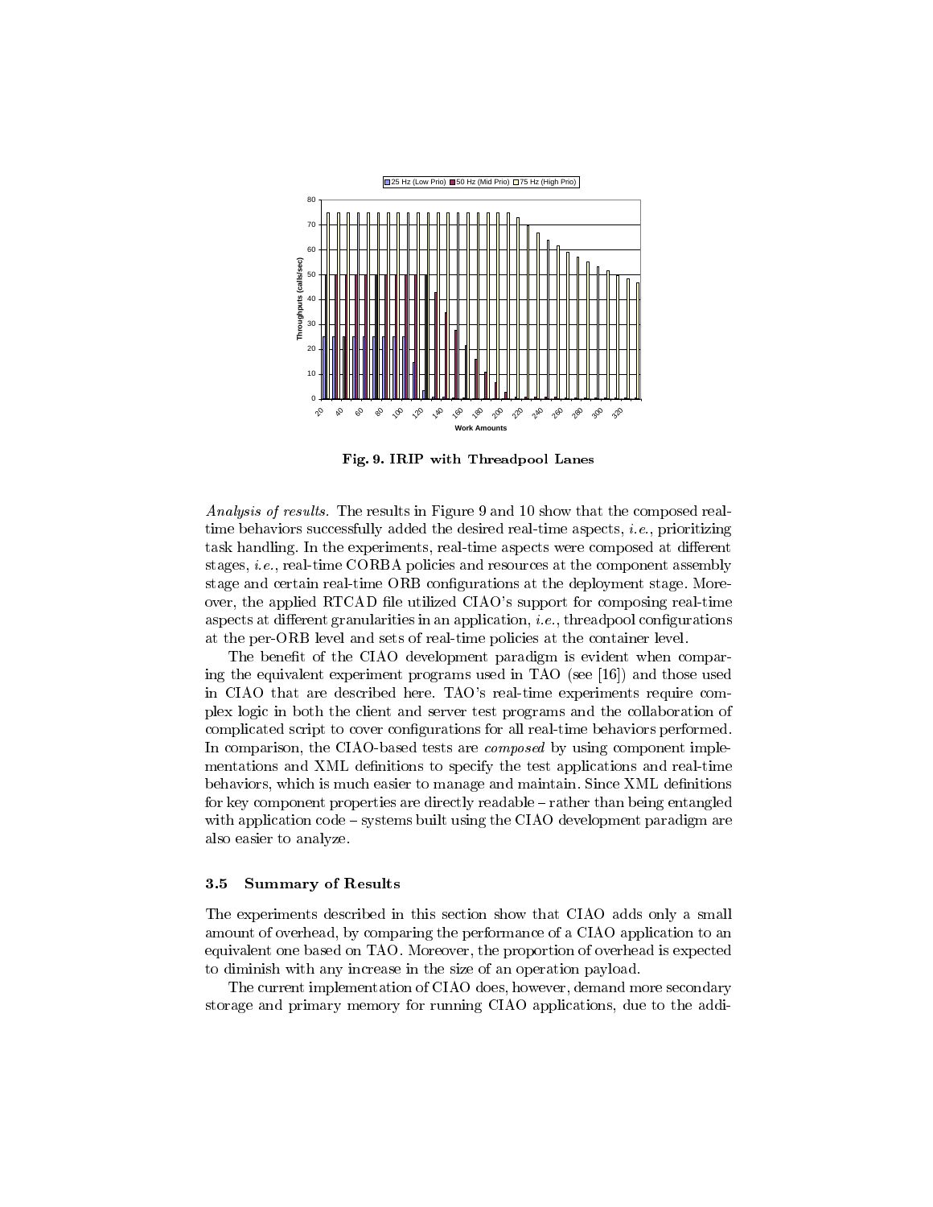**Fig. 9. IRIP with Threadpool Lanes**

*Analysis of results.* The results in Figure 9 and 10 show that the composed real-time behaviors successfully added the desired real-time aspects, *i.e.*, prioritizing task handling. In the experiments, real-time aspects were composed at different stages, *i.e.*, real-time CORBA policies and resources at the component assembly stage and certain real-time ORB configurations at the deployment stage. Moreover, the applied RTCAD file utilized CIAO's support for composing real-time aspects at different granularities in an application, *i.e.*, threadpool configurations at the per-ORB level and sets of real-time policies at the container level.

The benefit of the CIAO development paradigm is evident when comparing the equivalent experiment programs used in TAO (see [16]) and those used in CIAO that are described here. TAO's real-time experiments require complex logic in both the client and server test programs and the collaboration of complicated script to cover configurations for all real-time behaviors performed. In comparison, the CIAO-based tests are *composed* by using component implementations and XML definitions to specify the test applications and real-time behaviors, which is much easier to manage and maintain. Since XML definitions for key component properties are directly readable – rather than being entangled with application code – systems built using the CIAO development paradigm are also easier to analyze.

### 3.5 Summary of Results

The experiments described in this section show that CIAO adds only a small amount of overhead, by comparing the performance of a CIAO application to an equivalent one based on TAO. Moreover, the proportion of overhead is expected to diminish with any increase in the size of an operation payload.

The current implementation of CIAO does, however, demand more secondary storage and primary memory for running CIAO applications, due to the addi-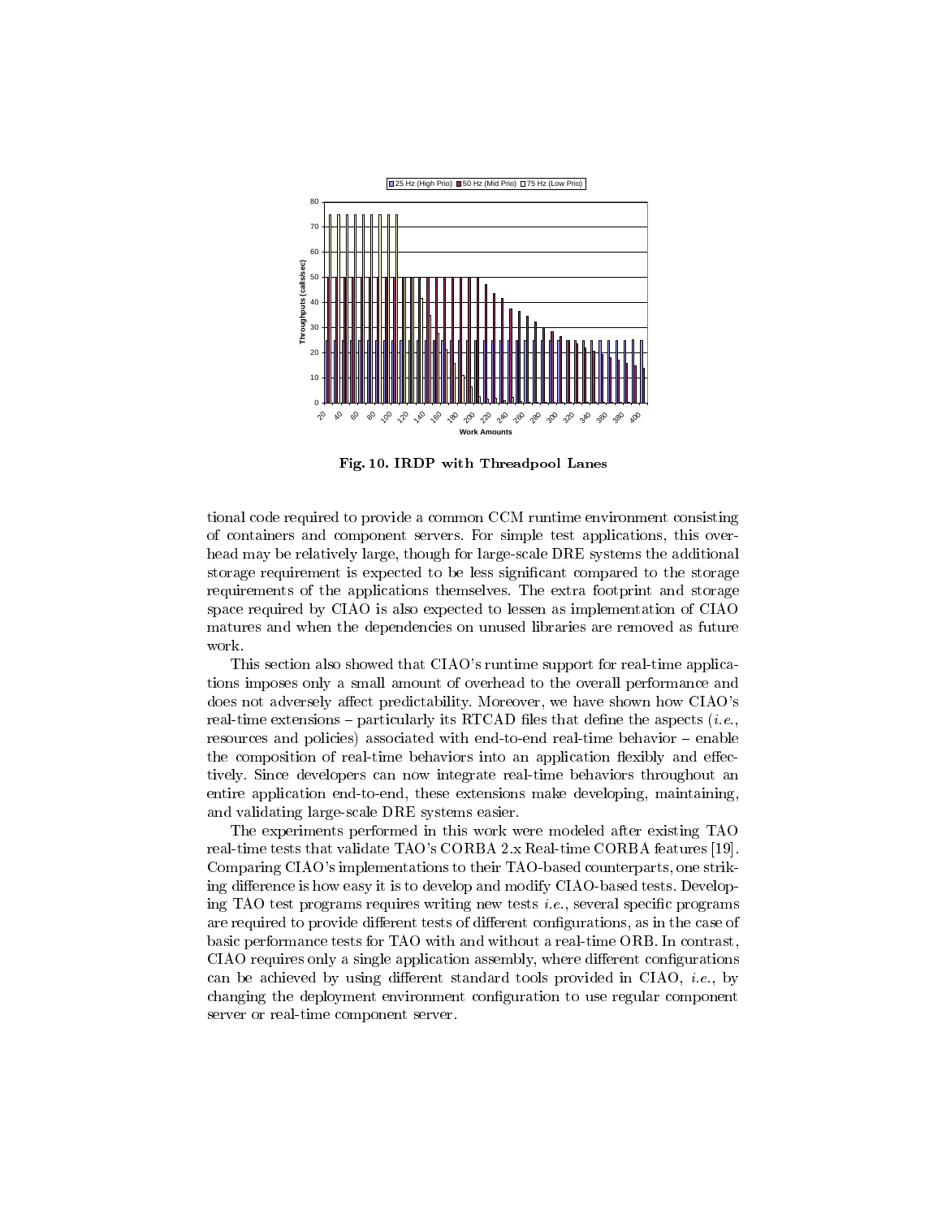**Fig. 10. IRDP with Threadpool Lanes**

tional code required to provide a common CCM runtime environment consisting of containers and component servers. For simple test applications, this overhead may be relatively large, though for large-scale DRE systems the additional storage requirement is expected to be less significant compared to the storage requirements of the applications themselves. The extra footprint and storage space required by CIAO is also expected to lessen as implementation of CIAO matures and when the dependencies on unused libraries are removed as future work.

This section also showed that CIAO's runtime support for real-time applications imposes only a small amount of overhead to the overall performance and does not adversely affect predictability. Moreover, we have shown how CIAO's real-time extensions – particularly its RTCAD files that define the aspects (*i.e.*, resources and policies) associated with end-to-end real-time behavior – enable the composition of real-time behaviors into an application flexibly and effectively. Since developers can now integrate real-time behaviors throughout an entire application end-to-end, these extensions make developing, maintaining, and validating large-scale DRE systems easier.

The experiments performed in this work were modeled after existing TAO real-time tests that validate TAO's CORBA 2.x Real-time CORBA features [19]. Comparing CIAO's implementations to their TAO-based counterparts, one striking difference is how easy it is to develop and modify CIAO-based tests. Developing TAO test programs requires writing new tests *i.e.*, several specific programs are required to provide different tests of different configurations, as in the case of basic performance tests for TAO with and without a real-time ORB. In contrast, CIAO requires only a single application assembly, where different configurations can be achieved by using different standard tools provided in CIAO, *i.e.*, by changing the deployment environment configuration to use regular component server or real-time component server.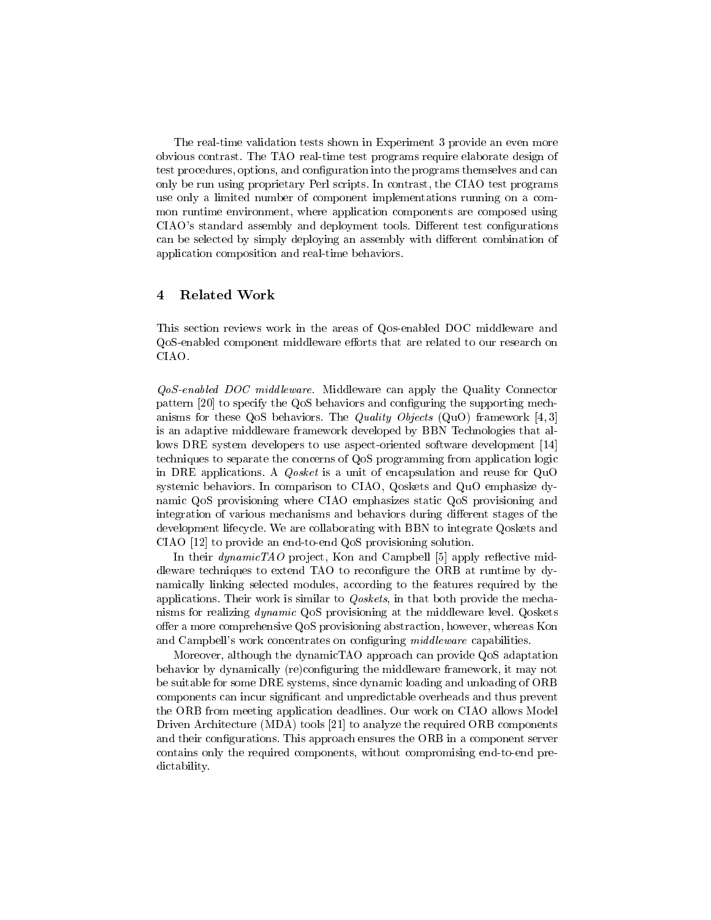The real-time validation tests shown in Experiment 3 provide an even more obvious contrast. The TAO real-time test programs require elaborate design of test procedures, options, and configuration into the programs themselves and can only be run using proprietary Perl scripts. In contrast, the CIAO test programs use only a limited number of component implementations running on a common runtime environment, where application components are composed using CIAO's standard assembly and deployment tools. Different test configurations can be selected by simply deploying an assembly with different combination of application composition and real-time behaviors.

## 4 Related Work

This section reviews work in the areas of Qos-enabled DOC middleware and QoS-enabled component middleware efforts that are related to our research on CIAO.

*QoS-enabled DOC middleware.* Middleware can apply the Quality Connector pattern [20] to specify the QoS behaviors and configuring the supporting mechanisms for these QoS behaviors. The *Quality Objects* (QuO) framework [4, 3] is an adaptive middleware framework developed by BBN Technologies that allows DRE system developers to use aspect-oriented software development [14] techniques to separate the concerns of QoS programming from application logic in DRE applications. A *Qosket* is a unit of encapsulation and reuse for QuO systemic behaviors. In comparison to CIAO, Qoskets and QuO emphasize dynamic QoS provisioning where CIAO emphasizes static QoS provisioning and integration of various mechanisms and behaviors during different stages of the development lifecycle. We are collaborating with BBN to integrate Qoskets and CIAO [12] to provide an end-to-end QoS provisioning solution.

In their *dynamicTAO* project, Kon and Campbell [5] apply reflective middleware techniques to extend TAO to reconfigure the ORB at runtime by dynamically linking selected modules, according to the features required by the applications. Their work is similar to *Qoskets*, in that both provide the mechanisms for realizing *dynamic* QoS provisioning at the middleware level. Qoskets offer a more comprehensive QoS provisioning abstraction, however, whereas Kon and Campbell's work concentrates on configuring *middleware* capabilities.

Moreover, although the dynamicTAO approach can provide QoS adaptation behavior by dynamically (re)configuring the middleware framework, it may not be suitable for some DRE systems, since dynamic loading and unloading of ORB components can incur significant and unpredictable overheads and thus prevent the ORB from meeting application deadlines. Our work on CIAO allows Model Driven Architecture (MDA) tools [21] to analyze the required ORB components and their configurations. This approach ensures the ORB in a component server contains only the required components, without compromising end-to-end predictability.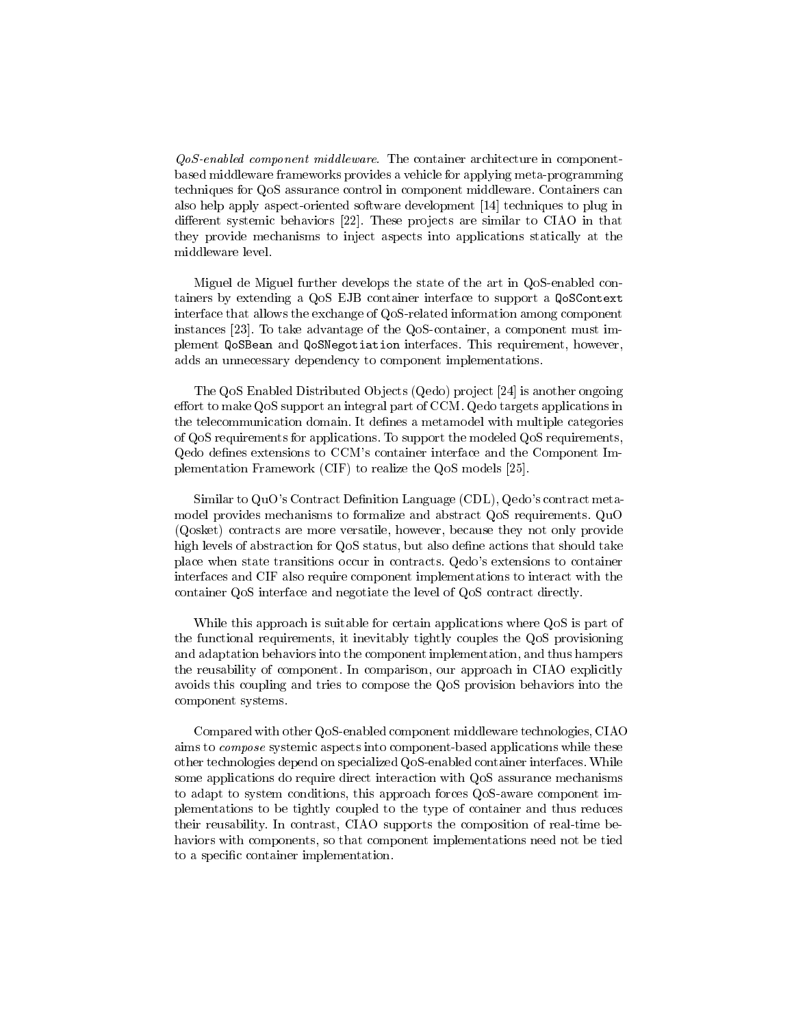*QoS-enabled component middleware.* The container architecture in component-based middleware frameworks provides a vehicle for applying meta-programming techniques for QoS assurance control in component middleware. Containers can also help apply aspect-oriented software development [14] techniques to plug in different systemic behaviors [22]. These projects are similar to CIAO in that they provide mechanisms to inject aspects into applications statically at the middleware level.

Miguel de Miguel further develops the state of the art in QoS-enabled containers by extending a QoS EJB container interface to support a `QoSContext` interface that allows the exchange of QoS-related information among component instances [23]. To take advantage of the QoS-container, a component must implement `QoSBean` and `QoSNegotiation` interfaces. This requirement, however, adds an unnecessary dependency to component implementations.

The QoS Enabled Distributed Objects (Qedo) project [24] is another ongoing effort to make QoS support an integral part of CCM. Qedo targets applications in the telecommunication domain. It defines a metamodel with multiple categories of QoS requirements for applications. To support the modeled QoS requirements, Qedo defines extensions to CCM's container interface and the Component Implementation Framework (CIF) to realize the QoS models [25].

Similar to QuO's Contract Definition Language (CDL), Qedo's contract metamodel provides mechanisms to formalize and abstract QoS requirements. QuO (Qosket) contracts are more versatile, however, because they not only provide high levels of abstraction for QoS status, but also define actions that should take place when state transitions occur in contracts. Qedo's extensions to container interfaces and CIF also require component implementations to interact with the container QoS interface and negotiate the level of QoS contract directly.

While this approach is suitable for certain applications where QoS is part of the functional requirements, it inevitably tightly couples the QoS provisioning and adaptation behaviors into the component implementation, and thus hampers the reusability of component. In comparison, our approach in CIAO explicitly avoids this coupling and tries to compose the QoS provision behaviors into the component systems.

Compared with other QoS-enabled component middleware technologies, CIAO aims to *compose* systemic aspects into component-based applications while these other technologies depend on specialized QoS-enabled container interfaces. While some applications do require direct interaction with QoS assurance mechanisms to adapt to system conditions, this approach forces QoS-aware component implementations to be tightly coupled to the type of container and thus reduces their reusability. In contrast, CIAO supports the composition of real-time behaviors with components, so that component implementations need not be tied to a specific container implementation.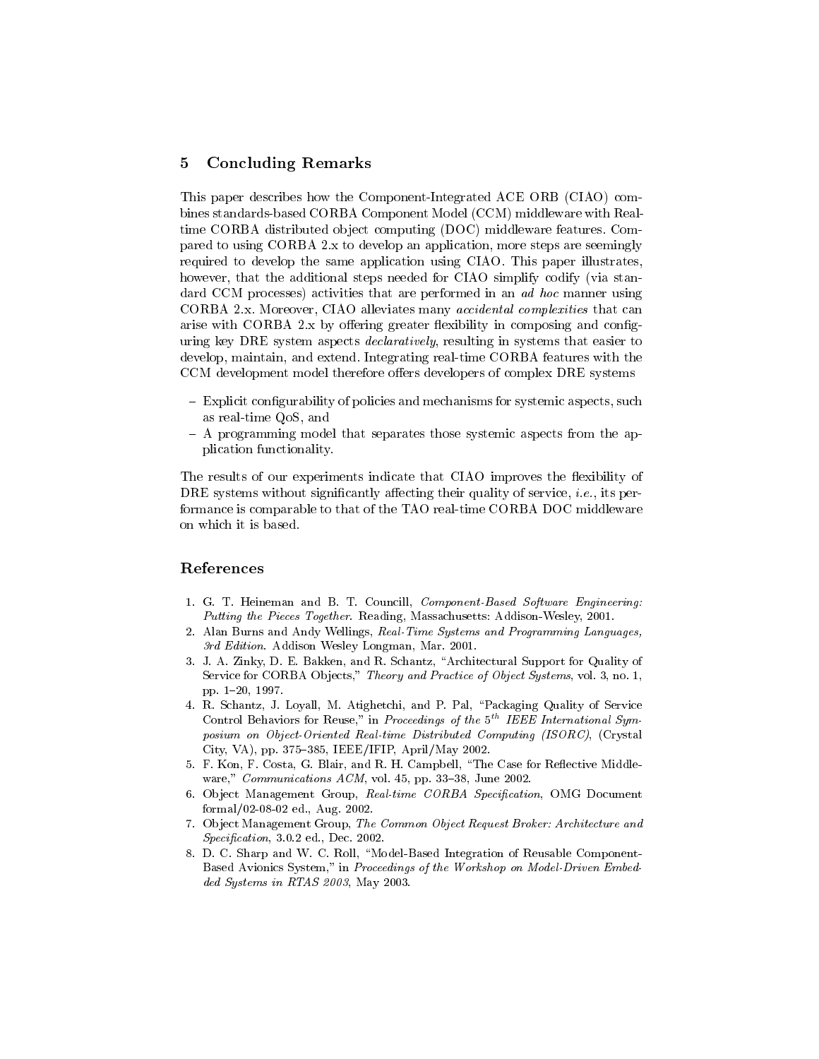## 5 Concluding Remarks

This paper describes how the Component-Integrated ACE ORB (CIAO) combines standards-based CORBA Component Model (CCM) middleware with Real-time CORBA distributed object computing (DOC) middleware features. Compared to using CORBA 2.x to develop an application, more steps are seemingly required to develop the same application using CIAO. This paper illustrates, however, that the additional steps needed for CIAO simplify codify (via standard CCM processes) activities that are performed in an *ad hoc* manner using CORBA 2.x. Moreover, CIAO alleviates many *accidental complexities* that can arise with CORBA 2.x by offering greater flexibility in composing and configuring key DRE system aspects *declaratively*, resulting in systems that easier to develop, maintain, and extend. Integrating real-time CORBA features with the CCM development model therefore offers developers of complex DRE systems

- Explicit configurability of policies and mechanisms for systemic aspects, such as real-time QoS, and
- A programming model that separates those systemic aspects from the application functionality.

The results of our experiments indicate that CIAO improves the flexibility of DRE systems without significantly affecting their quality of service, *i.e.*, its performance is comparable to that of the TAO real-time CORBA DOC middleware on which it is based.

## References

1. G. T. Heineman and B. T. Councill, *Component-Based Software Engineering: Putting the Pieces Together*. Reading, Massachusetts: Addison-Wesley, 2001.
2. Alan Burns and Andy Wellings, *Real-Time Systems and Programming Languages, 3rd Edition*. Addison Wesley Longman, Mar. 2001.
3. J. A. Zinky, D. E. Bakken, and R. Schantz, "Architectural Support for Quality of Service for CORBA Objects," *Theory and Practice of Object Systems*, vol. 3, no. 1, pp. 1–20, 1997.
4. R. Schantz, J. Loyall, M. Atighetchi, and P. Pal, "Packaging Quality of Service Control Behaviors for Reuse," in *Proceedings of the $5^{th}$ IEEE International Symposium on Object-Oriented Real-time Distributed Computing (ISORC)*, (Crystal City, VA), pp. 375–385, IEEE/IFIP, April/May 2002.
5. F. Kon, F. Costa, G. Blair, and R. H. Campbell, "The Case for Reflective Middleware," *Communications ACM*, vol. 45, pp. 33–38, June 2002.
6. Object Management Group, *Real-time CORBA Specification*, OMG Document formal/02-08-02 ed., Aug. 2002.
7. Object Management Group, *The Common Object Request Broker: Architecture and Specification*, 3.0.2 ed., Dec. 2002.
8. D. C. Sharp and W. C. Roll, "Model-Based Integration of Reusable Component-Based Avionics System," in *Proceedings of the Workshop on Model-Driven Embedded Systems in RTAS 2003*, May 2003.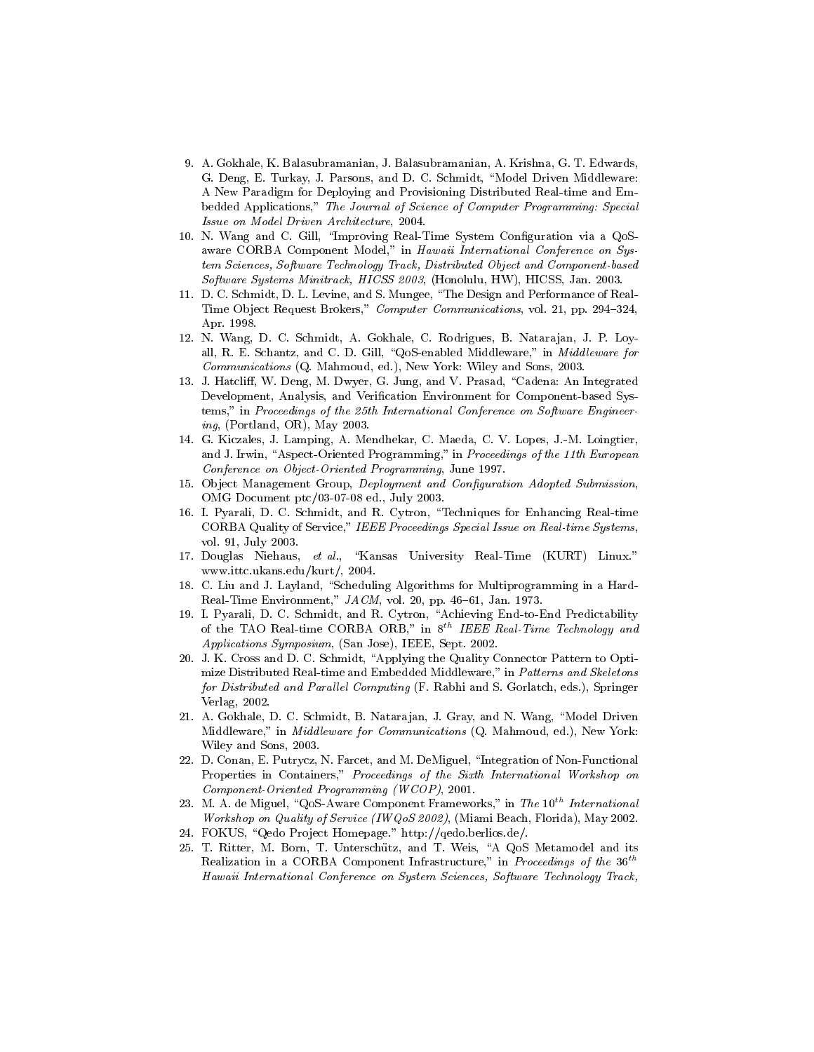9. A. Gokhale, K. Balasubramanian, J. Balasubramanian, A. Krishna, G. T. Edwards, G. Deng, E. Turkay, J. Parsons, and D. C. Schmidt, "Model Driven Middleware: A New Paradigm for Deploying and Provisioning Distributed Real-time and Embedded Applications," *The Journal of Science of Computer Programming: Special Issue on Model Driven Architecture*, 2004.
10. N. Wang and C. Gill, "Improving Real-Time System Configuration via a QoS-aware CORBA Component Model," in *Hawaii International Conference on System Sciences, Software Technology Track, Distributed Object and Component-based Software Systems Minitrack, HICSS 2003*, (Honolulu, HW), HICSS, Jan. 2003.
11. D. C. Schmidt, D. L. Levine, and S. Mungee, "The Design and Performance of Real-Time Object Request Brokers," *Computer Communications*, vol. 21, pp. 294–324, Apr. 1998.
12. N. Wang, D. C. Schmidt, A. Gokhale, C. Rodrigues, B. Natarajan, J. P. Loyall, R. E. Schantz, and C. D. Gill, "QoS-enabled Middleware," in *Middleware for Communications* (Q. Mahmoud, ed.), New York: Wiley and Sons, 2003.
13. J. Hatcliff, W. Deng, M. Dwyer, G. Jung, and V. Prasad, "Cadena: An Integrated Development, Analysis, and Verification Environment for Component-based Systems," in *Proceedings of the 25th International Conference on Software Engineering*, (Portland, OR), May 2003.
14. G. Kiczales, J. Lamping, A. Mendhekar, C. Maeda, C. V. Lopes, J.-M. Loingtier, and J. Irwin, "Aspect-Oriented Programming," in *Proceedings of the 11th European Conference on Object-Oriented Programming*, June 1997.
15. Object Management Group, *Deployment and Configuration Adopted Submission*, OMG Document ptc/03-07-08 ed., July 2003.
16. I. Pyarali, D. C. Schmidt, and R. Cytron, "Techniques for Enhancing Real-time CORBA Quality of Service," *IEEE Proceedings Special Issue on Real-time Systems*, vol. 91, July 2003.
17. Douglas Niehaus, *et al.*, "Kansas University Real-Time (KURT) Linux." www.ittc.ukans.edu/kurt/, 2004.
18. C. Liu and J. Layland, "Scheduling Algorithms for Multiprogramming in a Hard-Real-Time Environment," *JACM*, vol. 20, pp. 46–61, Jan. 1973.
19. I. Pyarali, D. C. Schmidt, and R. Cytron, "Achieving End-to-End Predictability of the TAO Real-time CORBA ORB," in *$8^{th}$ IEEE Real-Time Technology and Applications Symposium*, (San Jose), IEEE, Sept. 2002.
20. J. K. Cross and D. C. Schmidt, "Applying the Quality Connector Pattern to Optimize Distributed Real-time and Embedded Middleware," in *Patterns and Skeletons for Distributed and Parallel Computing* (F. Rabhi and S. Gorlatch, eds.), Springer Verlag, 2002.
21. A. Gokhale, D. C. Schmidt, B. Natarajan, J. Gray, and N. Wang, "Model Driven Middleware," in *Middleware for Communications* (Q. Mahmoud, ed.), New York: Wiley and Sons, 2003.
22. D. Conan, E. Putrycz, N. Farcet, and M. DeMiguel, "Integration of Non-Functional Properties in Containers," *Proceedings of the Sixth International Workshop on Component-Oriented Programming (WCOP)*, 2001.
23. M. A. de Miguel, "QoS-Aware Component Frameworks," in *The $10^{th}$ International Workshop on Quality of Service (IWQoS 2002)*, (Miami Beach, Florida), May 2002.
24. FOKUS, "Qedo Project Homepage." http://qedo.berlios.de/.
25. T. Ritter, M. Born, T. Unterschütz, and T. Weis, "A QoS Metamodel and its Realization in a CORBA Component Infrastructure," in *Proceedings of the $36^{th}$ Hawaii International Conference on System Sciences, Software Technology Track,*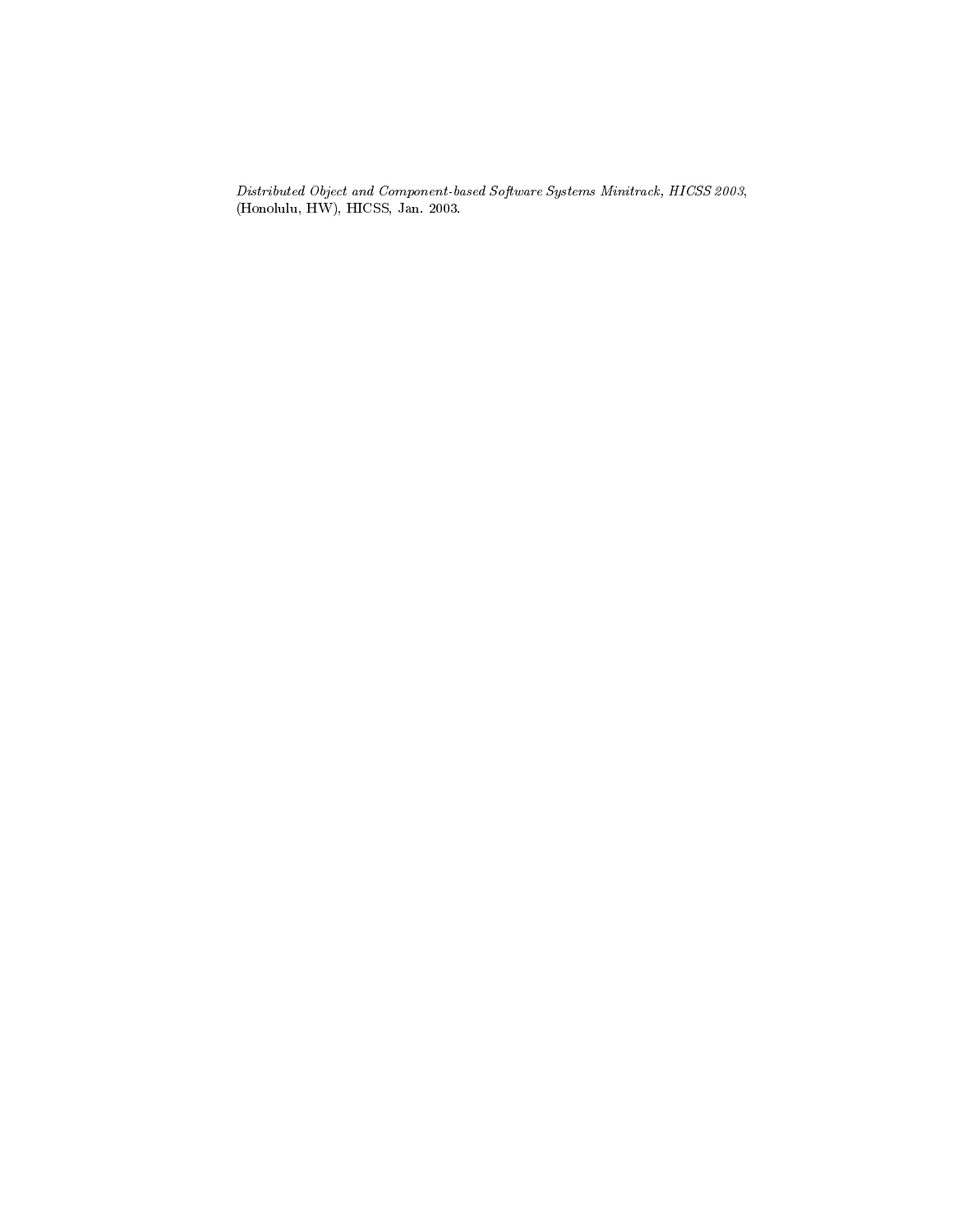*Distributed Object and Component-based Software Systems Minitrack, HICSS 2003*, (Honolulu, HW), HICSS, Jan. 2003.